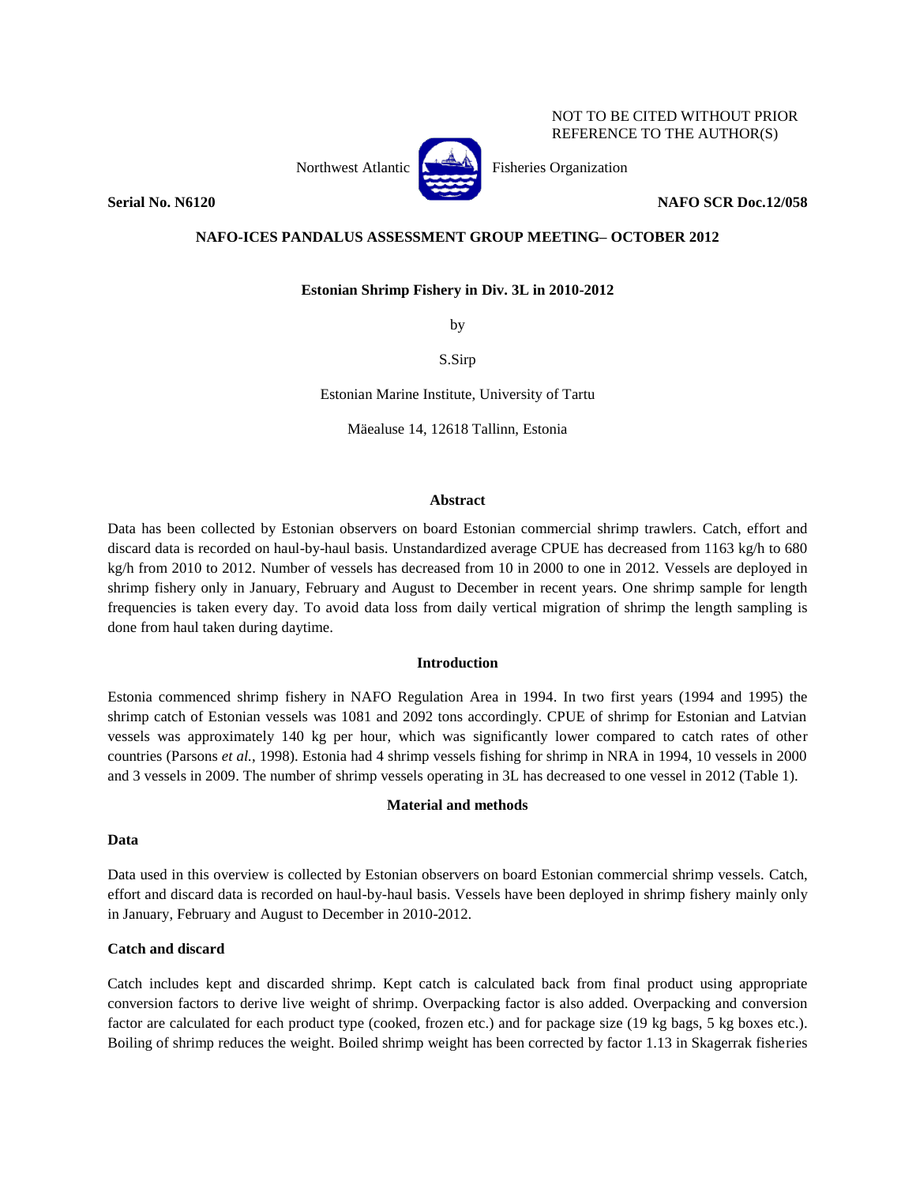NOT TO BE CITED WITHOUT PRIOR REFERENCE TO THE AUTHOR(S)

Northwest Atlantic Fisheries Organization

**Serial No. N6120** **NAFO SCR Doc.12/058**

**NAFO-ICES PANDALUS ASSESSMENT GROUP MEETING– OCTOBER 2012**

## Estonian Shrimp Fishery in Div. 3L in 2010-2012

by

S.Sirp

Estonian Marine Institute, University of Tartu

Mäealuse 14, 12618 Tallinn, Estonia

### Abstract

Data has been collected by Estonian observers on board Estonian commercial shrimp trawlers. Catch, effort and discard data is recorded on haul-by-haul basis. Unstandardized average CPUE has decreased from 1163 kg/h to 680 kg/h from 2010 to 2012. Number of vessels has decreased from 10 in 2000 to one in 2012. Vessels are deployed in shrimp fishery only in January, February and August to December in recent years. One shrimp sample for length frequencies is taken every day. To avoid data loss from daily vertical migration of shrimp the length sampling is done from haul taken during daytime.

### Introduction

Estonia commenced shrimp fishery in NAFO Regulation Area in 1994. In two first years (1994 and 1995) the shrimp catch of Estonian vessels was 1081 and 2092 tons accordingly. CPUE of shrimp for Estonian and Latvian vessels was approximately 140 kg per hour, which was significantly lower compared to catch rates of other countries (Parsons *et al.*, 1998). Estonia had 4 shrimp vessels fishing for shrimp in NRA in 1994, 10 vessels in 2000 and 3 vessels in 2009. The number of shrimp vessels operating in 3L has decreased to one vessel in 2012 (Table 1).

### Material and methods

#### Data

Data used in this overview is collected by Estonian observers on board Estonian commercial shrimp vessels. Catch, effort and discard data is recorded on haul-by-haul basis. Vessels have been deployed in shrimp fishery mainly only in January, February and August to December in 2010-2012.

#### Catch and discard

Catch includes kept and discarded shrimp. Kept catch is calculated back from final product using appropriate conversion factors to derive live weight of shrimp. Overpacking factor is also added. Overpacking and conversion factor are calculated for each product type (cooked, frozen etc.) and for package size (19 kg bags, 5 kg boxes etc.). Boiling of shrimp reduces the weight. Boiled shrimp weight has been corrected by factor 1.13 in Skagerrak fisheries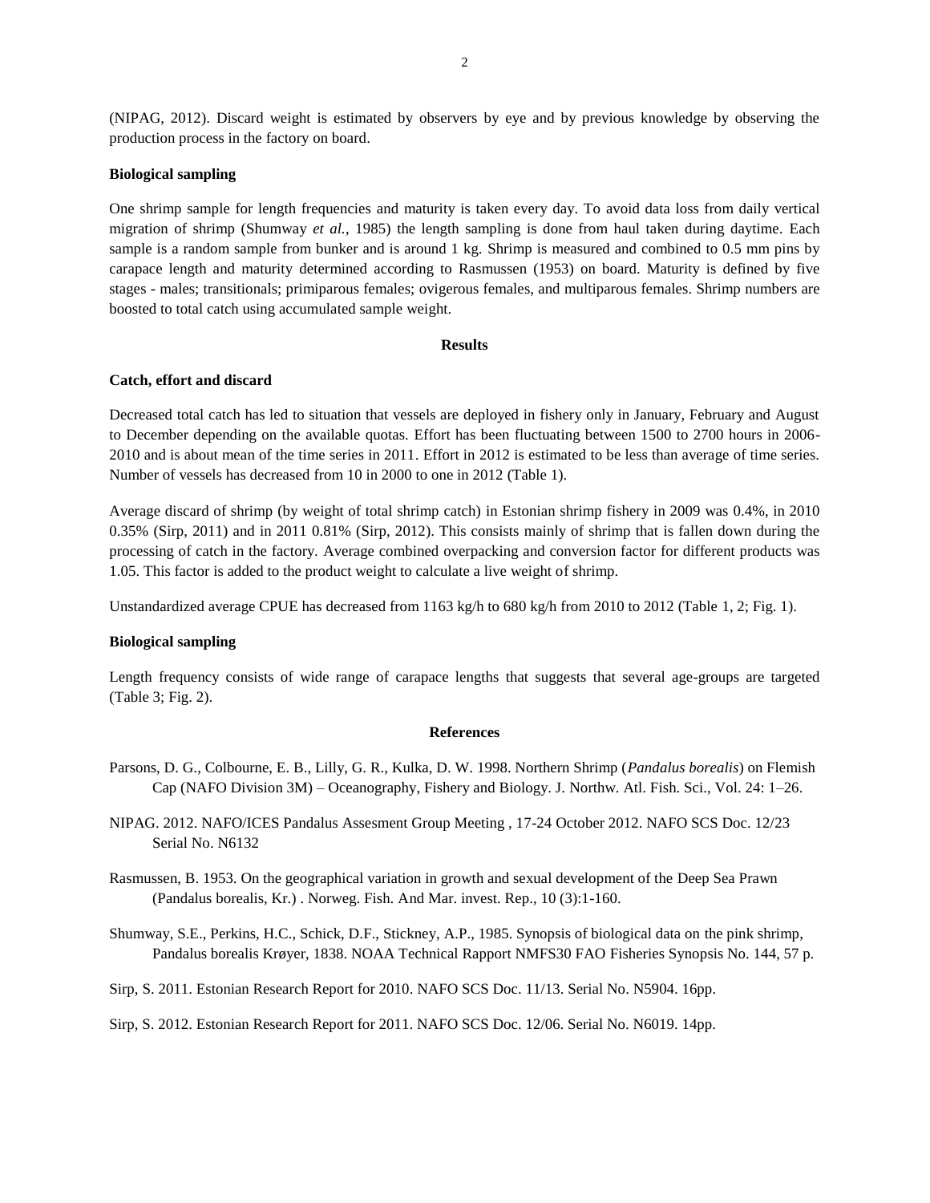(NIPAG, 2012). Discard weight is estimated by observers by eye and by previous knowledge by observing the production process in the factory on board.

**Biological sampling**

One shrimp sample for length frequencies and maturity is taken every day. To avoid data loss from daily vertical migration of shrimp (Shumway *et al.*, 1985) the length sampling is done from haul taken during daytime. Each sample is a random sample from bunker and is around 1 kg. Shrimp is measured and combined to 0.5 mm pins by carapace length and maturity determined according to Rasmussen (1953) on board. Maturity is defined by five stages - males; transitionals; primiparous females; ovigerous females, and multiparous females. Shrimp numbers are boosted to total catch using accumulated sample weight.

## Results

**Catch, effort and discard**

Decreased total catch has led to situation that vessels are deployed in fishery only in January, February and August to December depending on the available quotas. Effort has been fluctuating between 1500 to 2700 hours in 2006-2010 and is about mean of the time series in 2011. Effort in 2012 is estimated to be less than average of time series. Number of vessels has decreased from 10 in 2000 to one in 2012 (Table 1).

Average discard of shrimp (by weight of total shrimp catch) in Estonian shrimp fishery in 2009 was 0.4%, in 2010 0.35% (Sirp, 2011) and in 2011 0.81% (Sirp, 2012). This consists mainly of shrimp that is fallen down during the processing of catch in the factory. Average combined overpacking and conversion factor for different products was 1.05. This factor is added to the product weight to calculate a live weight of shrimp.

Unstandardized average CPUE has decreased from 1163 kg/h to 680 kg/h from 2010 to 2012 (Table 1, 2; Fig. 1).

**Biological sampling**

Length frequency consists of wide range of carapace lengths that suggests that several age-groups are targeted (Table 3; Fig. 2).

## References

Parsons, D. G., Colbourne, E. B., Lilly, G. R., Kulka, D. W. 1998. Northern Shrimp (*Pandalus borealis*) on Flemish Cap (NAFO Division 3M) – Oceanography, Fishery and Biology. J. Northw. Atl. Fish. Sci., Vol. 24: 1–26.

NIPAG. 2012. NAFO/ICES Pandalus Assesment Group Meeting , 17-24 October 2012. NAFO SCS Doc. 12/23 Serial No. N6132

Rasmussen, B. 1953. On the geographical variation in growth and sexual development of the Deep Sea Prawn (Pandalus borealis, Kr.) . Norweg. Fish. And Mar. invest. Rep., 10 (3):1-160.

Shumway, S.E., Perkins, H.C., Schick, D.F., Stickney, A.P., 1985. Synopsis of biological data on the pink shrimp, Pandalus borealis Krøyer, 1838. NOAA Technical Rapport NMFS30 FAO Fisheries Synopsis No. 144, 57 p.

Sirp, S. 2011. Estonian Research Report for 2010. NAFO SCS Doc. 11/13. Serial No. N5904. 16pp.

Sirp, S. 2012. Estonian Research Report for 2011. NAFO SCS Doc. 12/06. Serial No. N6019. 14pp.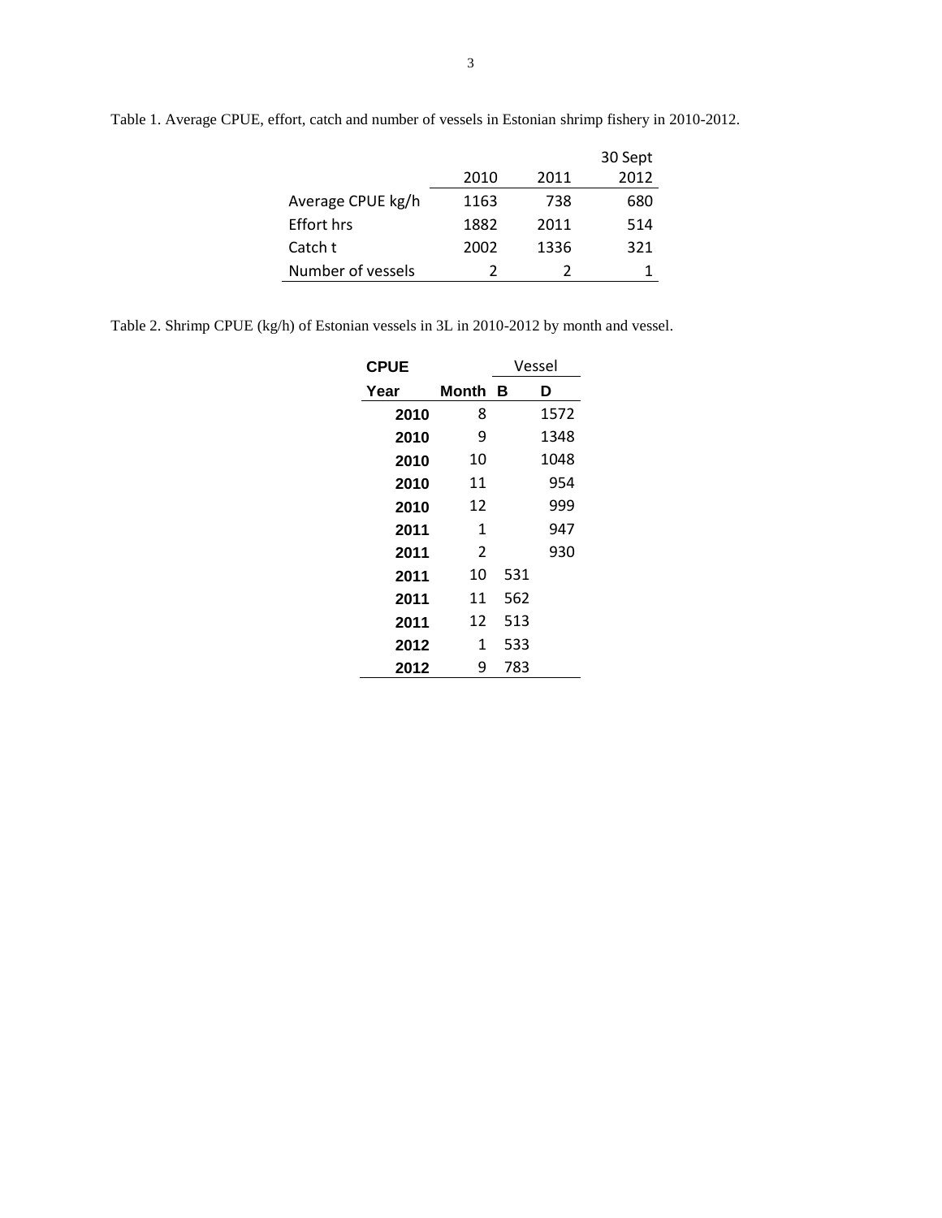Table 1. Average CPUE, effort, catch and number of vessels in Estonian shrimp fishery in 2010-2012.

| | 2010 | 2011 | 30 Sept 2012 |
|---|---|---|---|
| Average CPUE kg/h | 1163 | 738 | 680 |
| Effort hrs | 1882 | 2011 | 514 |
| Catch t | 2002 | 1336 | 321 |
| Number of vessels | 2 | 2 | 1 |

Table 2. Shrimp CPUE (kg/h) of Estonian vessels in 3L in 2010-2012 by month and vessel.

| **CPUE** | | Vessel | |
|---|---|---|---|
| **Year** | **Month** | **B** | **D** |
| **2010** | 8 | | 1572 |
| **2010** | 9 | | 1348 |
| **2010** | 10 | | 1048 |
| **2010** | 11 | | 954 |
| **2010** | 12 | | 999 |
| **2011** | 1 | | 947 |
| **2011** | 2 | | 930 |
| **2011** | 10 | 531 | |
| **2011** | 11 | 562 | |
| **2011** | 12 | 513 | |
| **2012** | 1 | 533 | |
| **2012** | 9 | 783 | |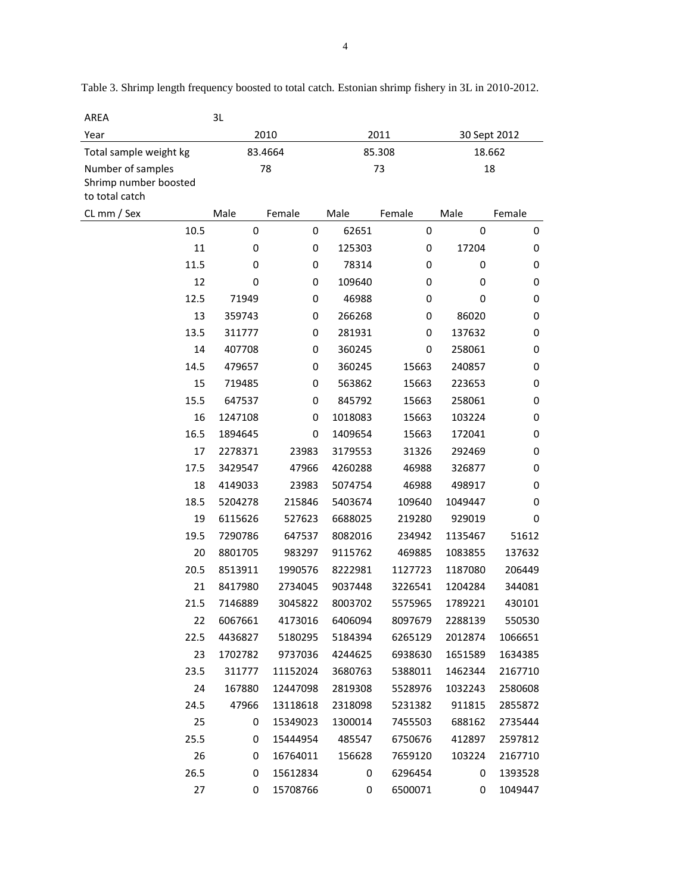Table 3. Shrimp length frequency boosted to total catch. Estonian shrimp fishery in 3L in 2010-2012.

| AREA | 3L | | | | | |
|---|---|---|---|---|---|---|
| Year | 2010 | | 2011 | | 30 Sept 2012 | |
| Total sample weight kg | 83.4664 | | 85.308 | | 18.662 | |
| Number of samples | 78 | | 73 | | 18 | |
| Shrimp number boosted to total catch | | | | | | |
| CL mm / Sex | Male | Female | Male | Female | Male | Female |
| 10.5 | 0 | 0 | 62651 | 0 | 0 | 0 |
| 11 | 0 | 0 | 125303 | 0 | 17204 | 0 |
| 11.5 | 0 | 0 | 78314 | 0 | 0 | 0 |
| 12 | 0 | 0 | 109640 | 0 | 0 | 0 |
| 12.5 | 71949 | 0 | 46988 | 0 | 0 | 0 |
| 13 | 359743 | 0 | 266268 | 0 | 86020 | 0 |
| 13.5 | 311777 | 0 | 281931 | 0 | 137632 | 0 |
| 14 | 407708 | 0 | 360245 | 0 | 258061 | 0 |
| 14.5 | 479657 | 0 | 360245 | 15663 | 240857 | 0 |
| 15 | 719485 | 0 | 563862 | 15663 | 223653 | 0 |
| 15.5 | 647537 | 0 | 845792 | 15663 | 258061 | 0 |
| 16 | 1247108 | 0 | 1018083 | 15663 | 103224 | 0 |
| 16.5 | 1894645 | 0 | 1409654 | 15663 | 172041 | 0 |
| 17 | 2278371 | 23983 | 3179553 | 31326 | 292469 | 0 |
| 17.5 | 3429547 | 47966 | 4260288 | 46988 | 326877 | 0 |
| 18 | 4149033 | 23983 | 5074754 | 46988 | 498917 | 0 |
| 18.5 | 5204278 | 215846 | 5403674 | 109640 | 1049447 | 0 |
| 19 | 6115626 | 527623 | 6688025 | 219280 | 929019 | 0 |
| 19.5 | 7290786 | 647537 | 8082016 | 234942 | 1135467 | 51612 |
| 20 | 8801705 | 983297 | 9115762 | 469885 | 1083855 | 137632 |
| 20.5 | 8513911 | 1990576 | 8222981 | 1127723 | 1187080 | 206449 |
| 21 | 8417980 | 2734045 | 9037448 | 3226541 | 1204284 | 344081 |
| 21.5 | 7146889 | 3045822 | 8003702 | 5575965 | 1789221 | 430101 |
| 22 | 6067661 | 4173016 | 6406094 | 8097679 | 2288139 | 550530 |
| 22.5 | 4436827 | 5180295 | 5184394 | 6265129 | 2012874 | 1066651 |
| 23 | 1702782 | 9737036 | 4244625 | 6938630 | 1651589 | 1634385 |
| 23.5 | 311777 | 11152024 | 3680763 | 5388011 | 1462344 | 2167710 |
| 24 | 167880 | 12447098 | 2819308 | 5528976 | 1032243 | 2580608 |
| 24.5 | 47966 | 13118618 | 2318098 | 5231382 | 911815 | 2855872 |
| 25 | 0 | 15349023 | 1300014 | 7455503 | 688162 | 2735444 |
| 25.5 | 0 | 15444954 | 485547 | 6750676 | 412897 | 2597812 |
| 26 | 0 | 16764011 | 156628 | 7659120 | 103224 | 2167710 |
| 26.5 | 0 | 15612834 | 0 | 6296454 | 0 | 1393528 |
| 27 | 0 | 15708766 | 0 | 6500071 | 0 | 1049447 |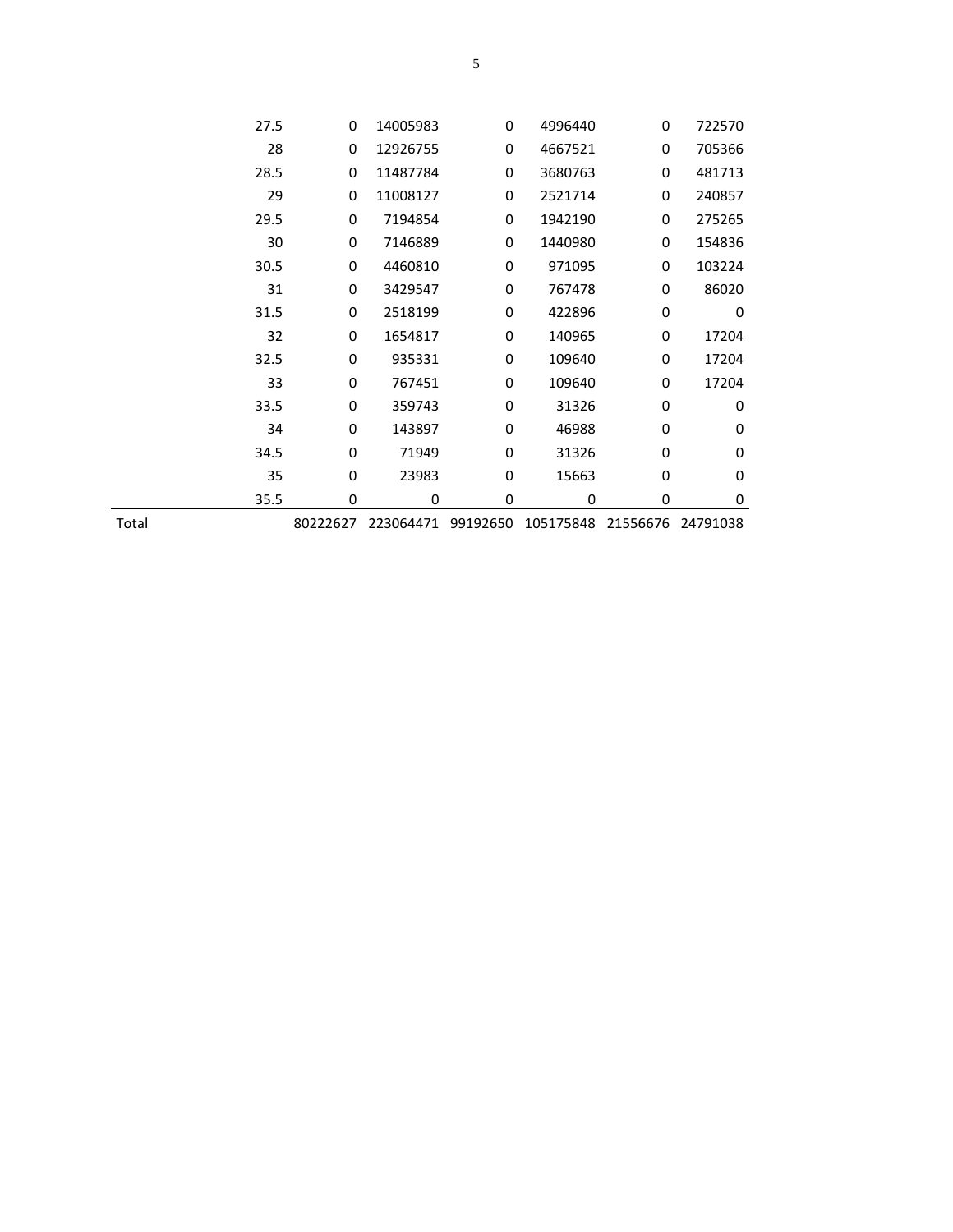| | | | | | | | |
|---|---|---|---|---|---|---|---|
| | 27.5 | 0 | 14005983 | 0 | 4996440 | 0 | 722570 |
| | 28 | 0 | 12926755 | 0 | 4667521 | 0 | 705366 |
| | 28.5 | 0 | 11487784 | 0 | 3680763 | 0 | 481713 |
| | 29 | 0 | 11008127 | 0 | 2521714 | 0 | 240857 |
| | 29.5 | 0 | 7194854 | 0 | 1942190 | 0 | 275265 |
| | 30 | 0 | 7146889 | 0 | 1440980 | 0 | 154836 |
| | 30.5 | 0 | 4460810 | 0 | 971095 | 0 | 103224 |
| | 31 | 0 | 3429547 | 0 | 767478 | 0 | 86020 |
| | 31.5 | 0 | 2518199 | 0 | 422896 | 0 | 0 |
| | 32 | 0 | 1654817 | 0 | 140965 | 0 | 17204 |
| | 32.5 | 0 | 935331 | 0 | 109640 | 0 | 17204 |
| | 33 | 0 | 767451 | 0 | 109640 | 0 | 17204 |
| | 33.5 | 0 | 359743 | 0 | 31326 | 0 | 0 |
| | 34 | 0 | 143897 | 0 | 46988 | 0 | 0 |
| | 34.5 | 0 | 71949 | 0 | 31326 | 0 | 0 |
| | 35 | 0 | 23983 | 0 | 15663 | 0 | 0 |
| | 35.5 | 0 | 0 | 0 | 0 | 0 | 0 |
| Total | | 80222627 | 223064471 | 99192650 | 105175848 | 21556676 | 24791038 |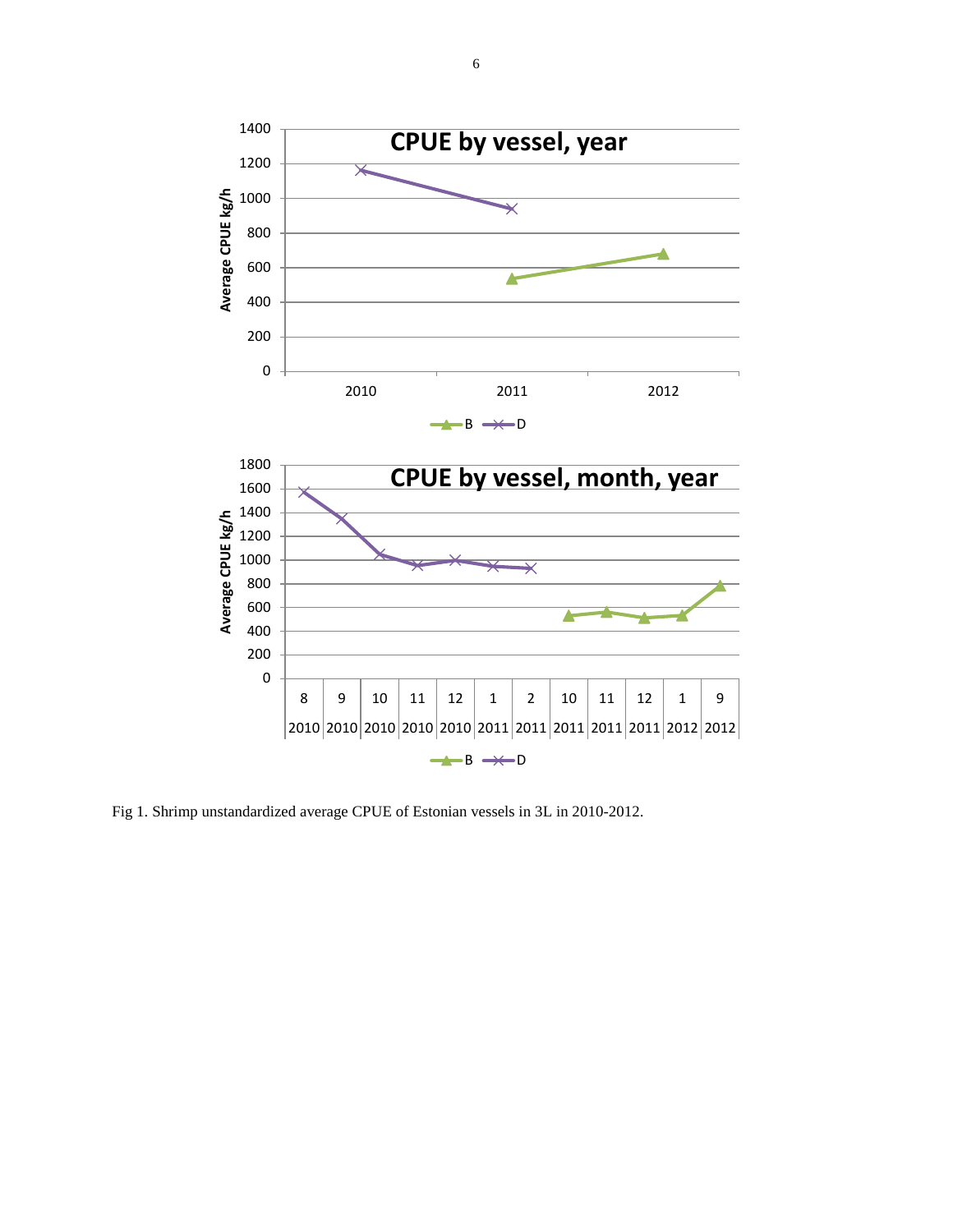Fig 1. Shrimp unstandardized average CPUE of Estonian vessels in 3L in 2010-2012.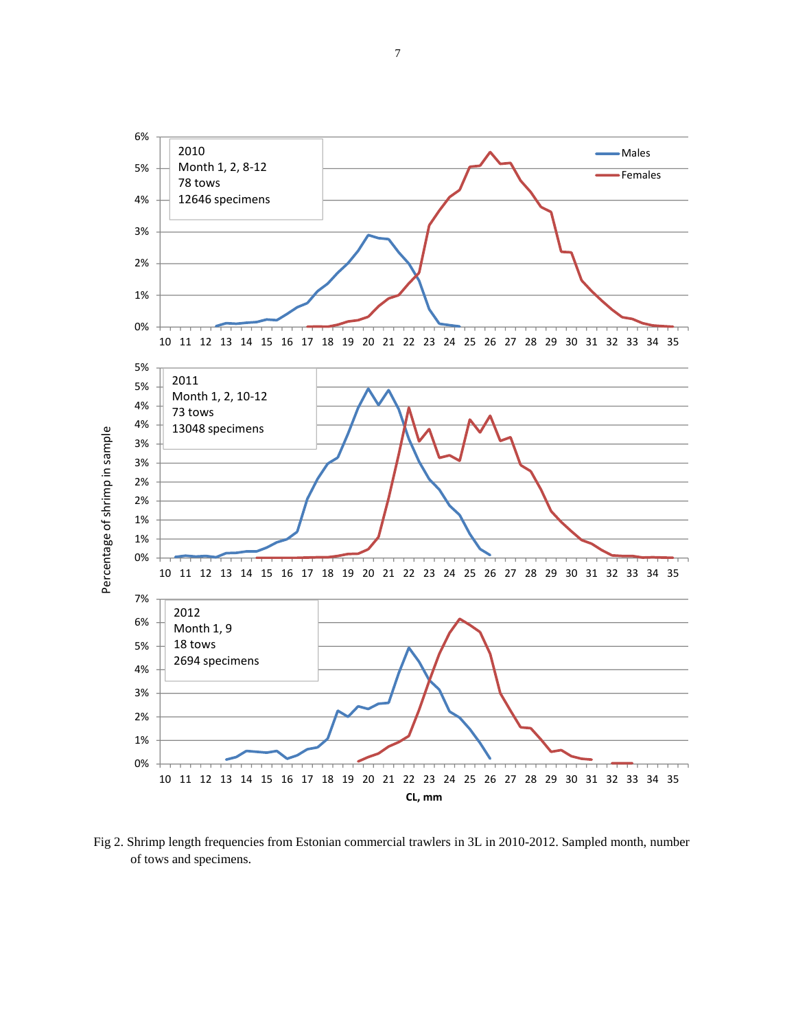2010
Month 1, 2, 8-12
78 tows
12646 specimens

Males
Females

6%
5%
4%
3%
2%
1%
0%

10 11 12 13 14 15 16 17 18 19 20 21 22 23 24 25 26 27 28 29 30 31 32 33 34 35

2011
Month 1, 2, 10-12
73 tows
13048 specimens

5%
5%
4%
4%
3%
3%
2%
2%
1%
1%
0%

10 11 12 13 14 15 16 17 18 19 20 21 22 23 24 25 26 27 28 29 30 31 32 33 34 35

2012
Month 1, 9
18 tows
2694 specimens

7%
6%
5%
4%
3%
2%
1%
0%

10 11 12 13 14 15 16 17 18 19 20 21 22 23 24 25 26 27 28 29 30 31 32 33 34 35

Percentage of shrimp in sample

CL, mm

Fig 2. Shrimp length frequencies from Estonian commercial trawlers in 3L in 2010-2012. Sampled month, number of tows and specimens.